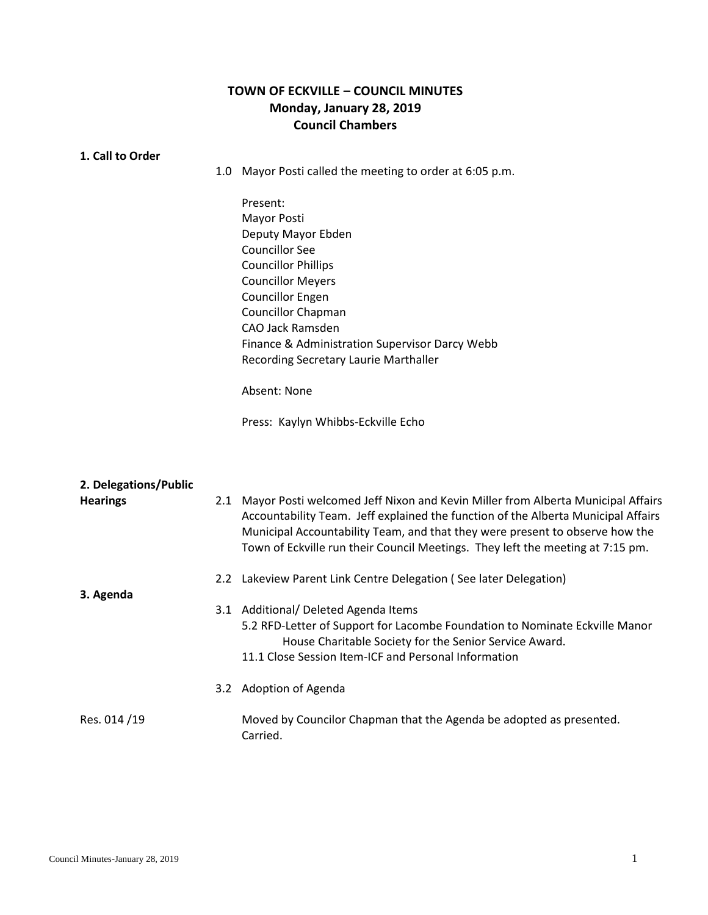# TOWN OF ECKVILLE – COUNCIL MINUTES
## Monday, January 28, 2019
## Council Chambers

**1. Call to Order**

1.0 Mayor Posti called the meeting to order at 6:05 p.m.

Present:
Mayor Posti
Deputy Mayor Ebden
Councillor See
Councillor Phillips
Councillor Meyers
Councillor Engen
Councillor Chapman
CAO Jack Ramsden
Finance & Administration Supervisor Darcy Webb
Recording Secretary Laurie Marthaller

Absent: None

Press: Kaylyn Whibbs-Eckville Echo

**2. Delegations/Public Hearings**

2.1 Mayor Posti welcomed Jeff Nixon and Kevin Miller from Alberta Municipal Affairs Accountability Team. Jeff explained the function of the Alberta Municipal Affairs Municipal Accountability Team, and that they were present to observe how the Town of Eckville run their Council Meetings. They left the meeting at 7:15 pm.

2.2 Lakeview Parent Link Centre Delegation ( See later Delegation)

**3. Agenda**

3.1 Additional/ Deleted Agenda Items
5.2 RFD-Letter of Support for Lacombe Foundation to Nominate Eckville Manor House Charitable Society for the Senior Service Award.
11.1 Close Session Item-ICF and Personal Information

3.2 Adoption of Agenda

Res. 014 /19

Moved by Councilor Chapman that the Agenda be adopted as presented.
Carried.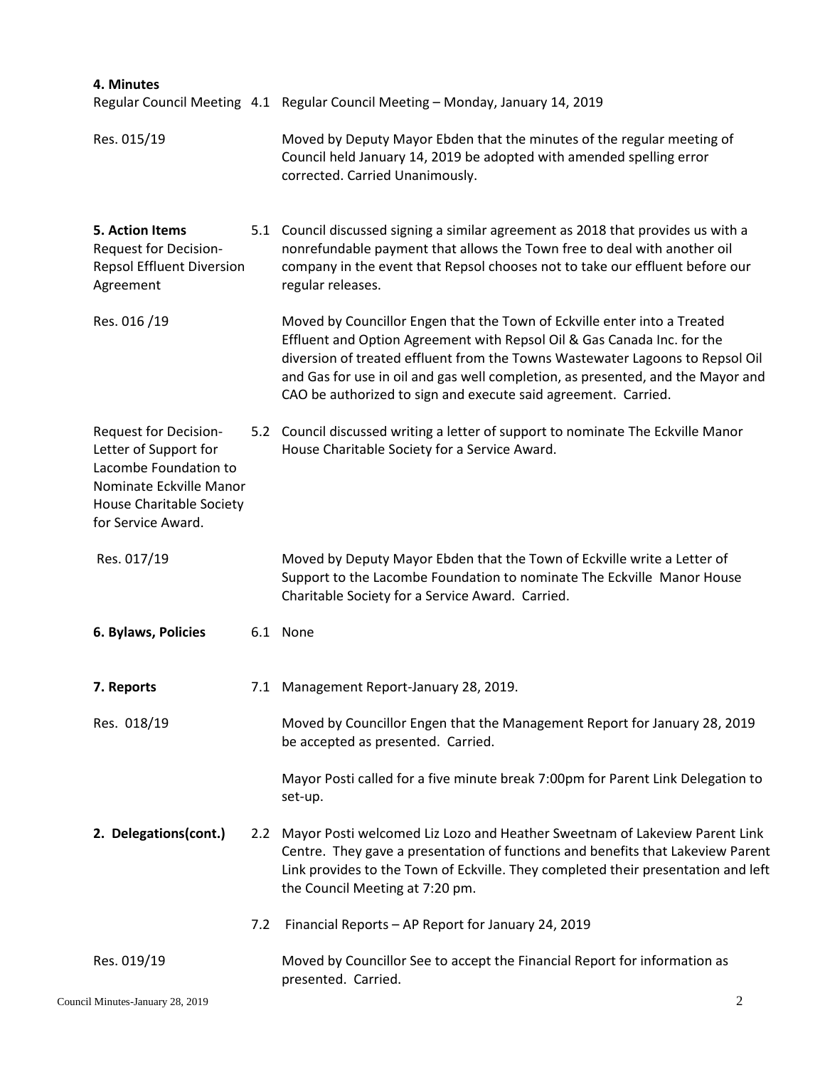**4. Minutes**

Regular Council Meeting 4.1 Regular Council Meeting – Monday, January 14, 2019

Res. 015/19

Moved by Deputy Mayor Ebden that the minutes of the regular meeting of Council held January 14, 2019 be adopted with amended spelling error corrected. Carried Unanimously.

**5. Action Items**

Request for Decision-Repsol Effluent Diversion Agreement

5.1 Council discussed signing a similar agreement as 2018 that provides us with a nonrefundable payment that allows the Town free to deal with another oil company in the event that Repsol chooses not to take our effluent before our regular releases.

Res. 016 /19

Moved by Councillor Engen that the Town of Eckville enter into a Treated Effluent and Option Agreement with Repsol Oil & Gas Canada Inc. for the diversion of treated effluent from the Towns Wastewater Lagoons to Repsol Oil and Gas for use in oil and gas well completion, as presented, and the Mayor and CAO be authorized to sign and execute said agreement. Carried.

Request for Decision-Letter of Support for Lacombe Foundation to Nominate Eckville Manor House Charitable Society for Service Award.

5.2 Council discussed writing a letter of support to nominate The Eckville Manor House Charitable Society for a Service Award.

Res. 017/19

Moved by Deputy Mayor Ebden that the Town of Eckville write a Letter of Support to the Lacombe Foundation to nominate The Eckville Manor House Charitable Society for a Service Award. Carried.

**6. Bylaws, Policies**

6.1 None

**7. Reports**

7.1 Management Report-January 28, 2019.

Res. 018/19

Moved by Councillor Engen that the Management Report for January 28, 2019 be accepted as presented. Carried.

Mayor Posti called for a five minute break 7:00pm for Parent Link Delegation to set-up.

**2. Delegations(cont.)**

2.2 Mayor Posti welcomed Liz Lozo and Heather Sweetnam of Lakeview Parent Link Centre. They gave a presentation of functions and benefits that Lakeview Parent Link provides to the Town of Eckville. They completed their presentation and left the Council Meeting at 7:20 pm.

7.2 Financial Reports – AP Report for January 24, 2019

Res. 019/19

Moved by Councillor See to accept the Financial Report for information as presented. Carried.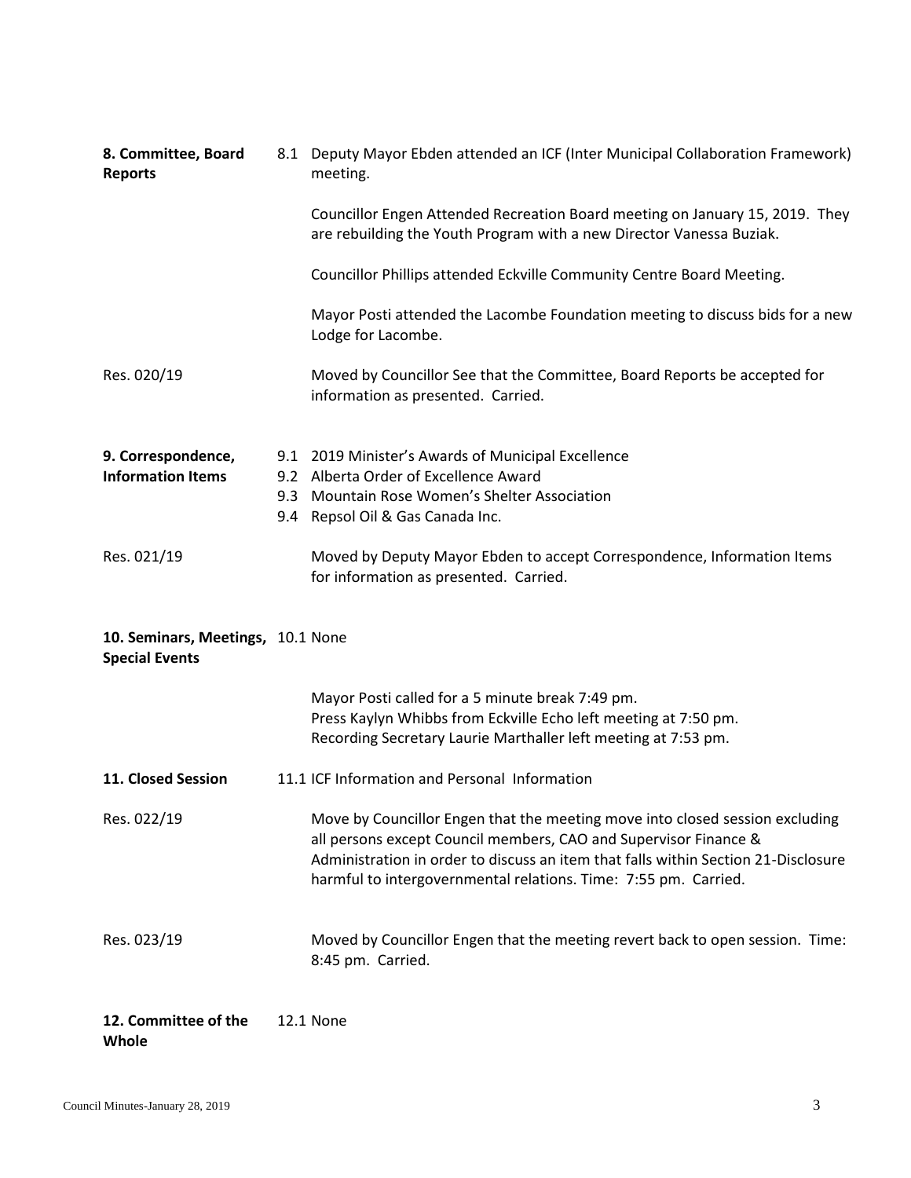**8. Committee, Board Reports**

8.1 Deputy Mayor Ebden attended an ICF (Inter Municipal Collaboration Framework) meeting.

Councillor Engen Attended Recreation Board meeting on January 15, 2019. They are rebuilding the Youth Program with a new Director Vanessa Buziak.

Councillor Phillips attended Eckville Community Centre Board Meeting.

Mayor Posti attended the Lacombe Foundation meeting to discuss bids for a new Lodge for Lacombe.

Res. 020/19

Moved by Councillor See that the Committee, Board Reports be accepted for information as presented. Carried.

**9. Correspondence, Information Items**

9.1 2019 Minister's Awards of Municipal Excellence
9.2 Alberta Order of Excellence Award
9.3 Mountain Rose Women's Shelter Association
9.4 Repsol Oil & Gas Canada Inc.

Res. 021/19

Moved by Deputy Mayor Ebden to accept Correspondence, Information Items for information as presented. Carried.

**10. Seminars, Meetings, Special Events**

10.1 None

Mayor Posti called for a 5 minute break 7:49 pm.
Press Kaylyn Whibbs from Eckville Echo left meeting at 7:50 pm.
Recording Secretary Laurie Marthaller left meeting at 7:53 pm.

**11. Closed Session**

11.1 ICF Information and Personal Information

Res. 022/19

Move by Councillor Engen that the meeting move into closed session excluding all persons except Council members, CAO and Supervisor Finance & Administration in order to discuss an item that falls within Section 21-Disclosure harmful to intergovernmental relations. Time: 7:55 pm. Carried.

Res. 023/19

Moved by Councillor Engen that the meeting revert back to open session. Time: 8:45 pm. Carried.

**12. Committee of the Whole**

12.1 None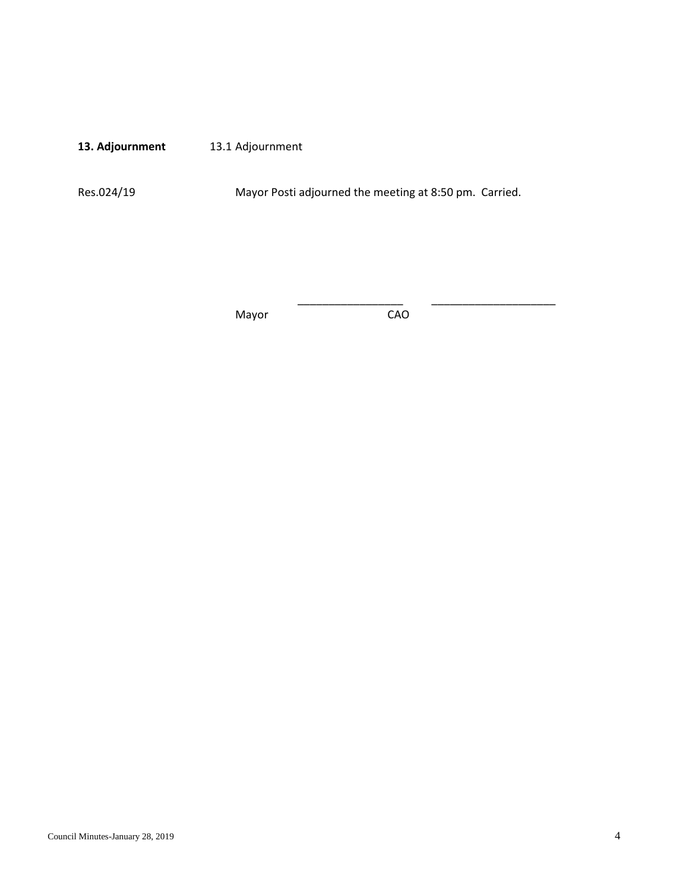**13. Adjournment** 13.1 Adjournment

Res.024/19 Mayor Posti adjourned the meeting at 8:50 pm. Carried.

_________________ ____________________

Mayor CAO